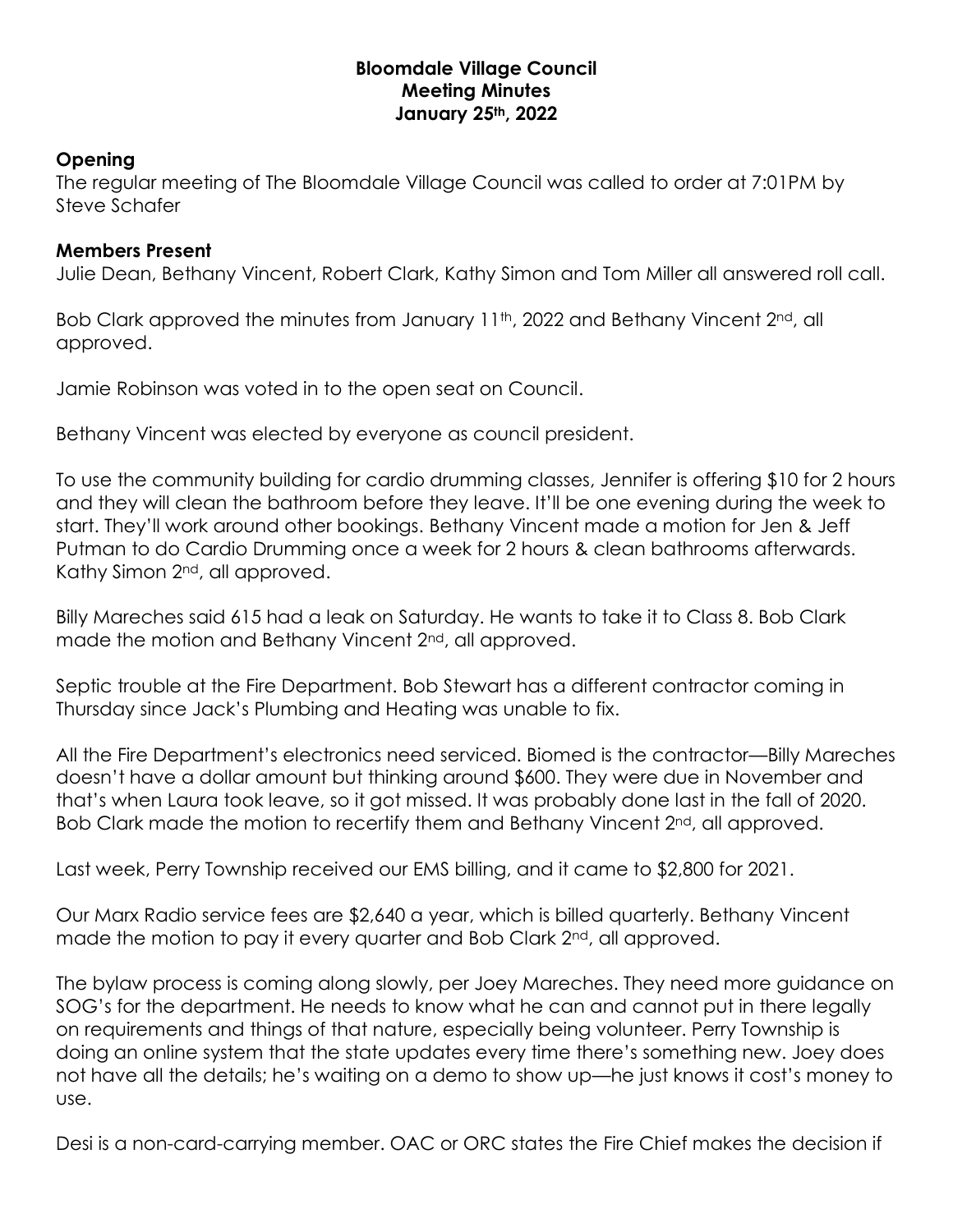**Bloomdale Village Council**
**Meeting Minutes**
**January 25th, 2022**

## Opening

The regular meeting of The Bloomdale Village Council was called to order at 7:01PM by Steve Schafer

## Members Present

Julie Dean, Bethany Vincent, Robert Clark, Kathy Simon and Tom Miller all answered roll call.

Bob Clark approved the minutes from January 11th, 2022 and Bethany Vincent 2nd, all approved.

Jamie Robinson was voted in to the open seat on Council.

Bethany Vincent was elected by everyone as council president.

To use the community building for cardio drumming classes, Jennifer is offering $10 for 2 hours and they will clean the bathroom before they leave. It'll be one evening during the week to start. They'll work around other bookings. Bethany Vincent made a motion for Jen & Jeff Putman to do Cardio Drumming once a week for 2 hours & clean bathrooms afterwards. Kathy Simon 2nd, all approved.

Billy Mareches said 615 had a leak on Saturday. He wants to take it to Class 8. Bob Clark made the motion and Bethany Vincent 2nd, all approved.

Septic trouble at the Fire Department. Bob Stewart has a different contractor coming in Thursday since Jack's Plumbing and Heating was unable to fix.

All the Fire Department's electronics need serviced. Biomed is the contractor—Billy Mareches doesn't have a dollar amount but thinking around $600. They were due in November and that's when Laura took leave, so it got missed. It was probably done last in the fall of 2020. Bob Clark made the motion to recertify them and Bethany Vincent 2nd, all approved.

Last week, Perry Township received our EMS billing, and it came to $2,800 for 2021.

Our Marx Radio service fees are $2,640 a year, which is billed quarterly. Bethany Vincent made the motion to pay it every quarter and Bob Clark 2nd, all approved.

The bylaw process is coming along slowly, per Joey Mareches. They need more guidance on SOG's for the department. He needs to know what he can and cannot put in there legally on requirements and things of that nature, especially being volunteer. Perry Township is doing an online system that the state updates every time there's something new. Joey does not have all the details; he's waiting on a demo to show up—he just knows it cost's money to use.

Desi is a non-card-carrying member. OAC or ORC states the Fire Chief makes the decision if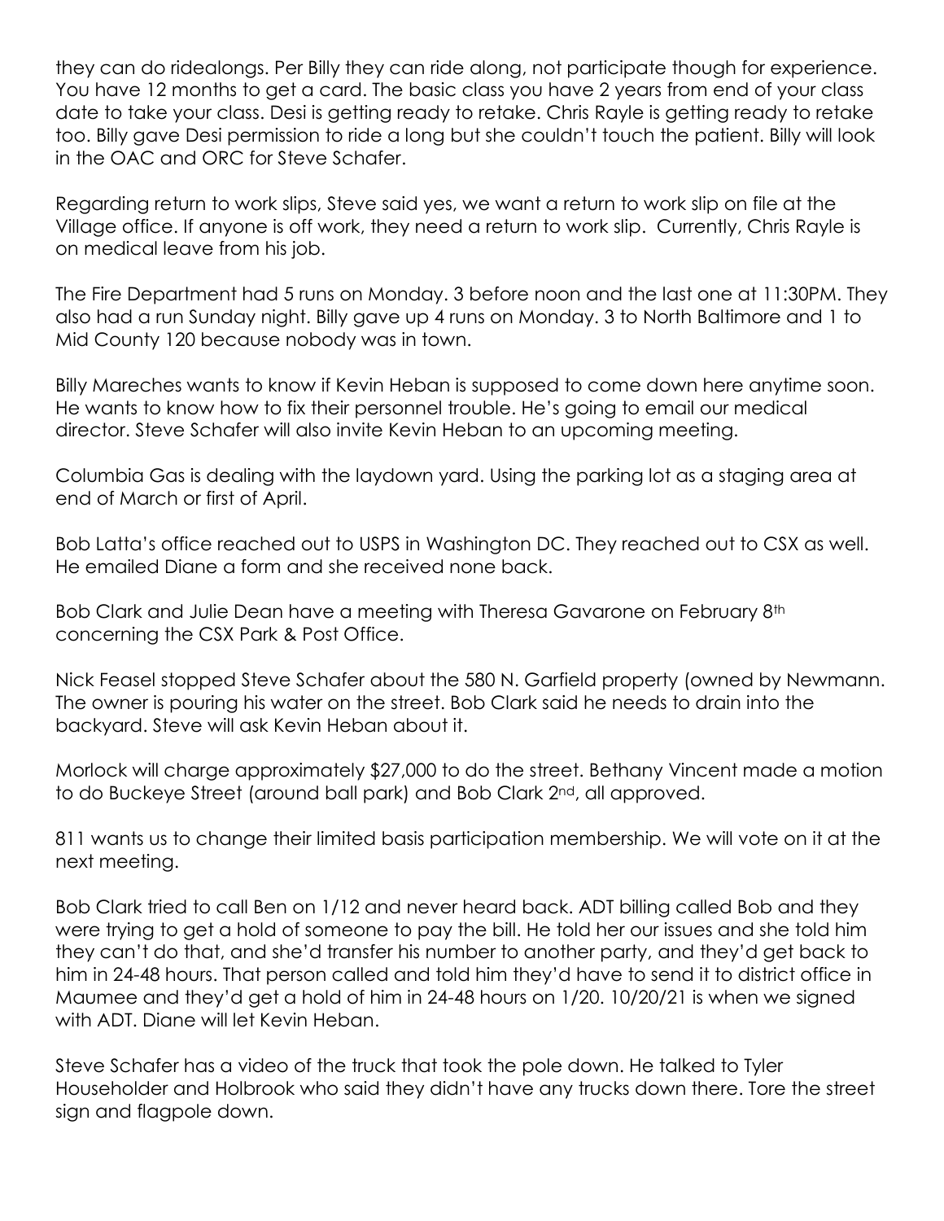they can do ridealongs. Per Billy they can ride along, not participate though for experience. You have 12 months to get a card. The basic class you have 2 years from end of your class date to take your class. Desi is getting ready to retake. Chris Rayle is getting ready to retake too. Billy gave Desi permission to ride a long but she couldn't touch the patient. Billy will look in the OAC and ORC for Steve Schafer.

Regarding return to work slips, Steve said yes, we want a return to work slip on file at the Village office. If anyone is off work, they need a return to work slip. Currently, Chris Rayle is on medical leave from his job.

The Fire Department had 5 runs on Monday. 3 before noon and the last one at 11:30PM. They also had a run Sunday night. Billy gave up 4 runs on Monday. 3 to North Baltimore and 1 to Mid County 120 because nobody was in town.

Billy Mareches wants to know if Kevin Heban is supposed to come down here anytime soon. He wants to know how to fix their personnel trouble. He's going to email our medical director. Steve Schafer will also invite Kevin Heban to an upcoming meeting.

Columbia Gas is dealing with the laydown yard. Using the parking lot as a staging area at end of March or first of April.

Bob Latta's office reached out to USPS in Washington DC. They reached out to CSX as well. He emailed Diane a form and she received none back.

Bob Clark and Julie Dean have a meeting with Theresa Gavarone on February 8th concerning the CSX Park & Post Office.

Nick Feasel stopped Steve Schafer about the 580 N. Garfield property (owned by Newmann. The owner is pouring his water on the street. Bob Clark said he needs to drain into the backyard. Steve will ask Kevin Heban about it.

Morlock will charge approximately $27,000 to do the street. Bethany Vincent made a motion to do Buckeye Street (around ball park) and Bob Clark 2nd, all approved.

811 wants us to change their limited basis participation membership. We will vote on it at the next meeting.

Bob Clark tried to call Ben on 1/12 and never heard back. ADT billing called Bob and they were trying to get a hold of someone to pay the bill. He told her our issues and she told him they can't do that, and she'd transfer his number to another party, and they'd get back to him in 24-48 hours. That person called and told him they'd have to send it to district office in Maumee and they'd get a hold of him in 24-48 hours on 1/20. 10/20/21 is when we signed with ADT. Diane will let Kevin Heban.

Steve Schafer has a video of the truck that took the pole down. He talked to Tyler Householder and Holbrook who said they didn't have any trucks down there. Tore the street sign and flagpole down.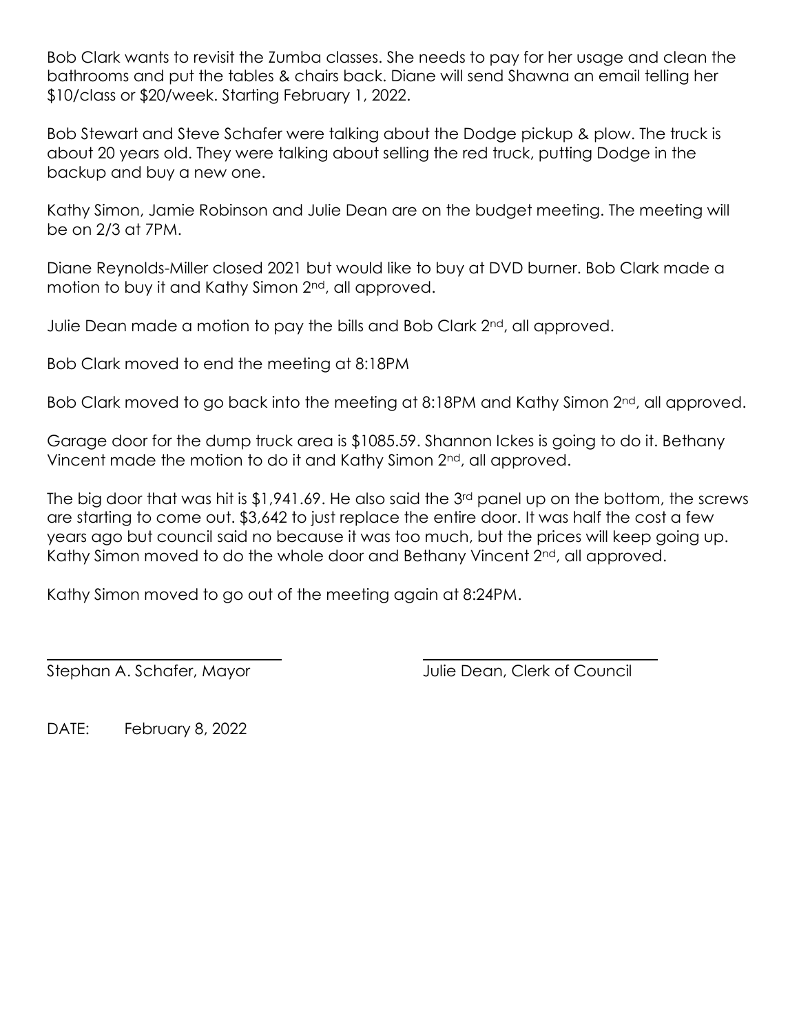Bob Clark wants to revisit the Zumba classes. She needs to pay for her usage and clean the bathrooms and put the tables & chairs back. Diane will send Shawna an email telling her $10/class or $20/week. Starting February 1, 2022.

Bob Stewart and Steve Schafer were talking about the Dodge pickup & plow. The truck is about 20 years old. They were talking about selling the red truck, putting Dodge in the backup and buy a new one.

Kathy Simon, Jamie Robinson and Julie Dean are on the budget meeting. The meeting will be on 2/3 at 7PM.

Diane Reynolds-Miller closed 2021 but would like to buy at DVD burner. Bob Clark made a motion to buy it and Kathy Simon 2nd, all approved.

Julie Dean made a motion to pay the bills and Bob Clark 2nd, all approved.

Bob Clark moved to end the meeting at 8:18PM

Bob Clark moved to go back into the meeting at 8:18PM and Kathy Simon 2nd, all approved.

Garage door for the dump truck area is $1085.59. Shannon Ickes is going to do it. Bethany Vincent made the motion to do it and Kathy Simon 2nd, all approved.

The big door that was hit is $1,941.69. He also said the 3rd panel up on the bottom, the screws are starting to come out. $3,642 to just replace the entire door. It was half the cost a few years ago but council said no because it was too much, but the prices will keep going up. Kathy Simon moved to do the whole door and Bethany Vincent 2nd, all approved.

Kathy Simon moved to go out of the meeting again at 8:24PM.

Stephan A. Schafer, Mayor

Julie Dean, Clerk of Council

DATE: February 8, 2022